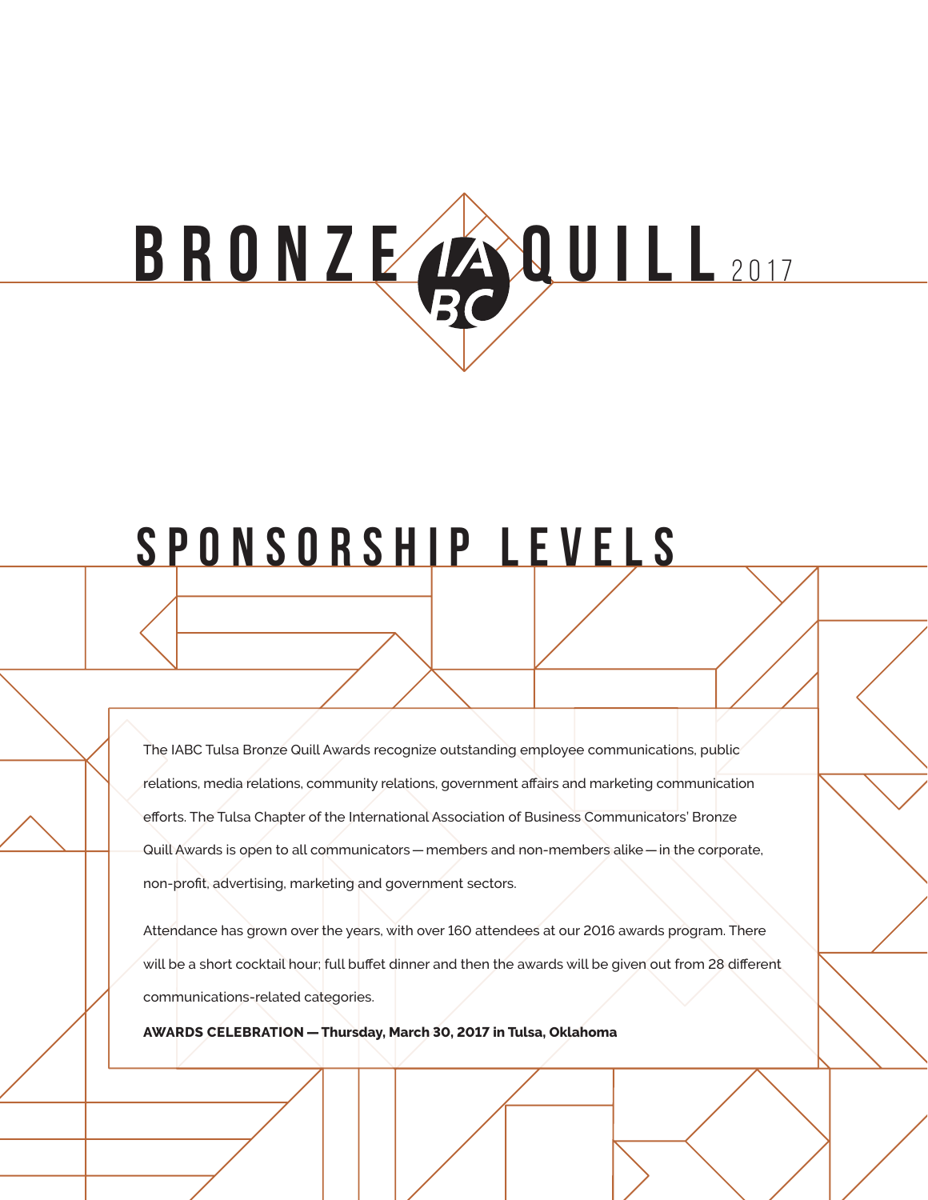# BRONZE IABC QUILL 2017

## SPONSORSHIP LEVELS

The IABC Tulsa Bronze Quill Awards recognize outstanding employee communications, public relations, media relations, community relations, government affairs and marketing communication efforts. The Tulsa Chapter of the International Association of Business Communicators' Bronze Quill Awards is open to all communicators — members and non-members alike — in the corporate, non-profit, advertising, marketing and government sectors.

Attendance has grown over the years, with over 160 attendees at our 2016 awards program. There will be a short cocktail hour; full buffet dinner and then the awards will be given out from 28 different communications-related categories.

**AWARDS CELEBRATION — Thursday, March 30, 2017 in Tulsa, Oklahoma**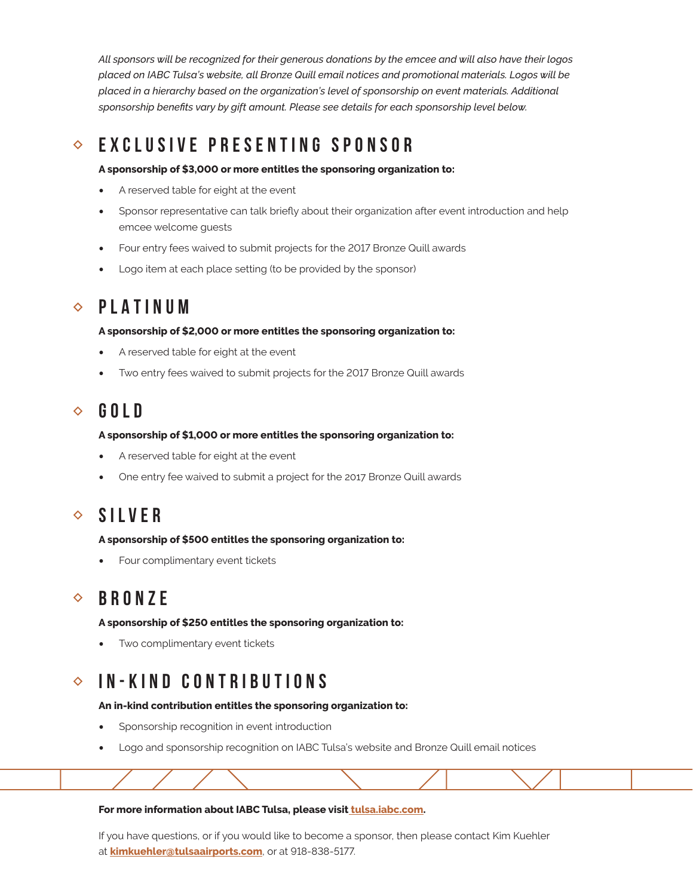*All sponsors will be recognized for their generous donations by the emcee and will also have their logos placed on IABC Tulsa's website, all Bronze Quill email notices and promotional materials. Logos will be placed in a hierarchy based on the organization's level of sponsorship on event materials. Additional sponsorship benefits vary by gift amount. Please see details for each sponsorship level below.*

## EXCLUSIVE PRESENTING SPONSOR

**A sponsorship of $3,000 or more entitles the sponsoring organization to:**

- A reserved table for eight at the event
- Sponsor representative can talk briefly about their organization after event introduction and help emcee welcome guests
- Four entry fees waived to submit projects for the 2017 Bronze Quill awards
- Logo item at each place setting (to be provided by the sponsor)

## PLATINUM

**A sponsorship of $2,000 or more entitles the sponsoring organization to:**

- A reserved table for eight at the event
- Two entry fees waived to submit projects for the 2017 Bronze Quill awards

## GOLD

**A sponsorship of $1,000 or more entitles the sponsoring organization to:**

- A reserved table for eight at the event
- One entry fee waived to submit a project for the 2017 Bronze Quill awards

## SILVER

**A sponsorship of $500 entitles the sponsoring organization to:**

- Four complimentary event tickets

## BRONZE

**A sponsorship of $250 entitles the sponsoring organization to:**

- Two complimentary event tickets

## IN-KIND CONTRIBUTIONS

**An in-kind contribution entitles the sponsoring organization to:**

- Sponsorship recognition in event introduction
- Logo and sponsorship recognition on IABC Tulsa's website and Bronze Quill email notices

**For more information about IABC Tulsa, please visit tulsa.iabc.com.**

If you have questions, or if you would like to become a sponsor, then please contact Kim Kuehler at **kimkuehler@tulsaairports.com**, or at 918-838-5177.